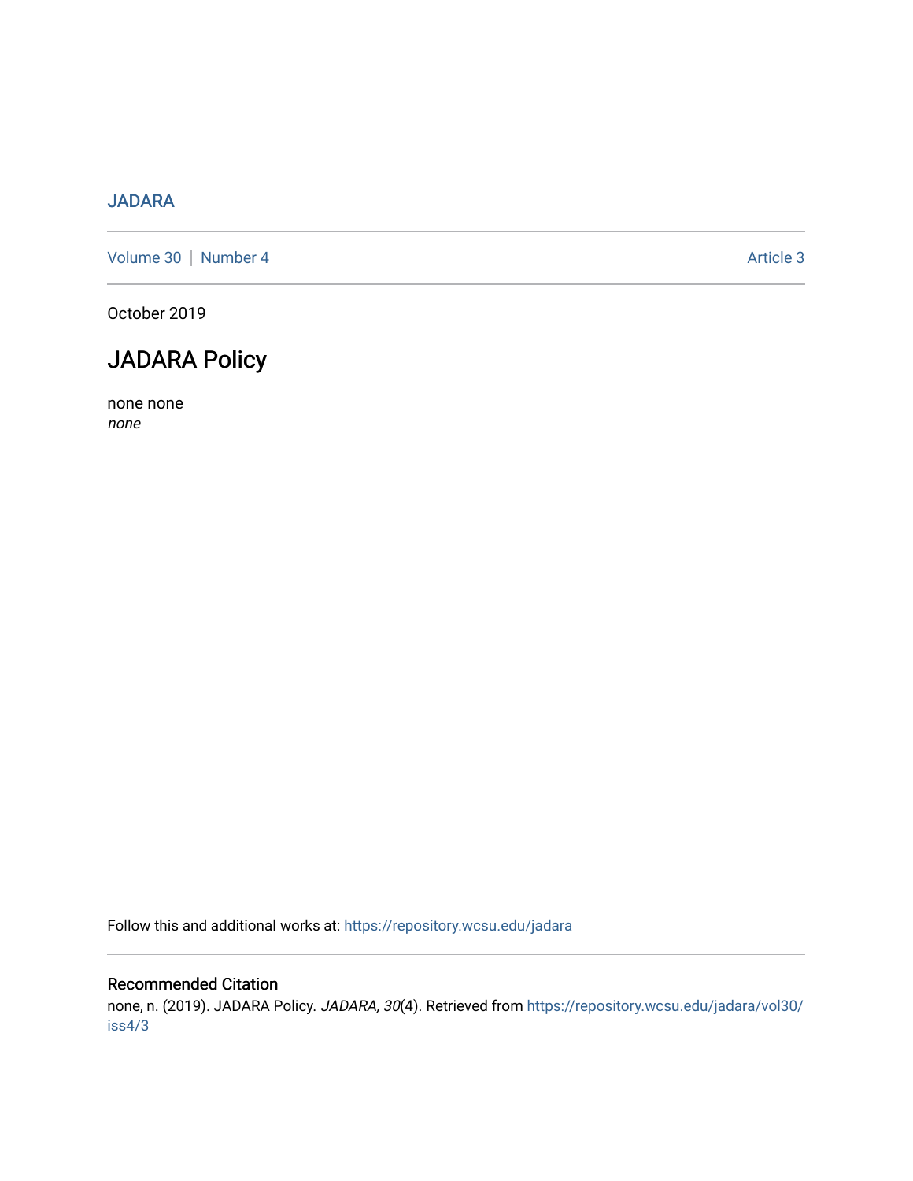JADARA

Volume 30 | Number 4 Article 3

October 2019

# JADARA Policy

none none
*none*

Follow this and additional works at: https://repository.wcsu.edu/jadara

## Recommended Citation

none, n. (2019). JADARA Policy. *JADARA, 30*(4). Retrieved from https://repository.wcsu.edu/jadara/vol30/iss4/3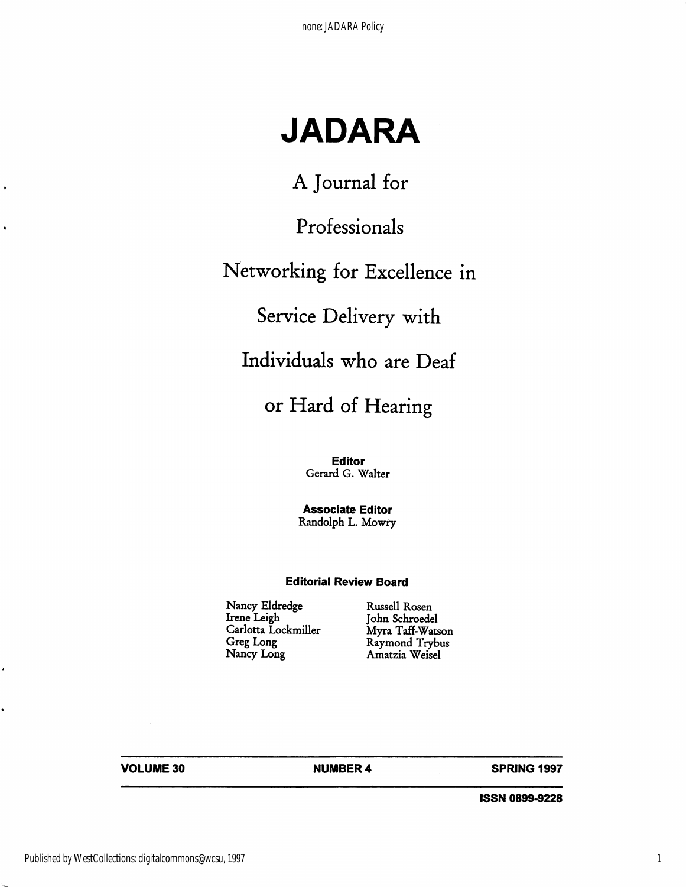# JADARA

A Journal for

Professionals

Networking for Excellence in

Service Delivery with

Individuals who are Deaf

or Hard of Hearing

**Editor**
Gerard G. Walter

**Associate Editor**
Randolph L. Mowry

**Editorial Review Board**

| | |
|---|---|
| Nancy Eldredge | Russell Rosen |
| Irene Leigh | John Schroedel |
| Carlotta Lockmiller | Myra Taff-Watson |
| Greg Long | Raymond Trybus |
| Nancy Long | Amatzia Weisel |

**VOLUME 30** **NUMBER 4** **SPRING 1997**

**ISSN 0899-9228**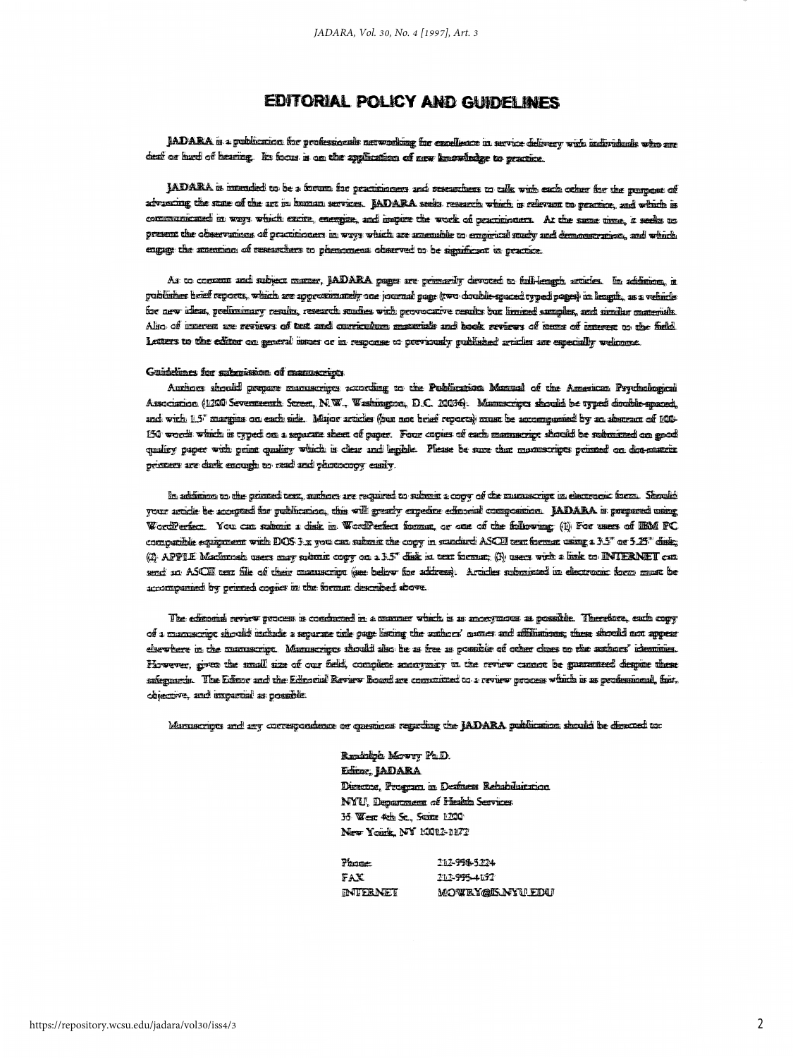# EDITORIAL POLICY AND GUIDELINES

**JADARA** is a publication for professionals networking for excellence in service delivery with individuals who are deaf or hard of hearing. Its focus is on the application of new knowledge to practice.

**JADARA** is intended to be a forum for practitioners and researchers to talk with each other for the purpose of advancing the state of the art in human services. **JADARA** seeks research which is relevant to practice, and which is communicated in ways which excite, energize, and inspire the work of practitioners. At the same time, it seeks to present the observations of practitioners in ways which are amenable to empirical study and demonstration, and which engage the attention of researchers to phenomena observed to be significant in practice.

As to content and subject matter, **JADARA** pages are primarily devoted to full-length articles. In addition, it publishes brief reports, which are approximately one journal page (two double-spaced typed pages) in length, as a vehicle for new ideas, preliminary results, research studies with provocative results but limited samples, and similar materials. Also of interest are reviews of test and curriculum materials and book reviews of items of interest to the field. Letters to the editor on general issues or in response to previously published articles are especially welcome.

**Guidelines for submission of manuscripts**

Authors should prepare manuscripts according to the **Publication Manual** of the American Psychological Association (1200 Seventeenth Street, N.W., Washington, D.C. 20036). Manuscripts should be typed double-spaced, and with 1.5" margins on each side. Major articles (but not brief reports) must be accompanied by an abstract of 100-150 words which is typed on a separate sheet of paper. Four copies of each manuscript should be submitted on good quality paper with print quality which is clear and legible. Please be sure that manuscripts printed on dot-matrix printers are dark enough to read and photocopy easily.

In addition to the printed text, authors are required to submit a copy of the manuscript in electronic form. Should your article be accepted for publication, this will greatly expedite editorial composition. **JADARA** is prepared using WordPerfect. You can submit a disk in WordPerfect format, or one of the following: (1) For users of IBM PC compatible equipment with DOS 3.x you can submit the copy in standard ASCII text format using a 3.5" or 5.25" disk; (2) APPLE Macintosh users may submit copy on a 3.5" disk in text format; (3) users with a link to INTERNET can send an ASCII text file of their manuscript (see below for address). Articles submitted in electronic form must be accompanied by printed copies in the format described above.

The editorial review process is conducted in a manner which is as anonymous as possible. Therefore, each copy of a manuscript should include a separate title page listing the authors' names and affiliations; these should not appear elsewhere in the manuscript. Manuscripts should also be as free as possible of other clues to the authors' identities. However, given the small size of our field, complete anonymity in the review cannot be guaranteed despite these safeguards. The Editor and the Editorial Review Board are committed to a review process which is as professional, fair, objective, and impartial as possible.

Manuscripts and any correspondence or questions regarding the **JADARA** publication should be directed to:

Randolph Mowry Ph.D.
Editor, **JADARA**
Director, Program in Deafness Rehabilitation
NYU, Department of Health Services
35 West 4th St., Suite 1200
New York, NY 10012-1172

| | |
|---|---|
| Phone | 212-998-5224 |
| FAX | 212-995-4192 |
| INTERNET | MOWRY@IS.NYU.EDU |